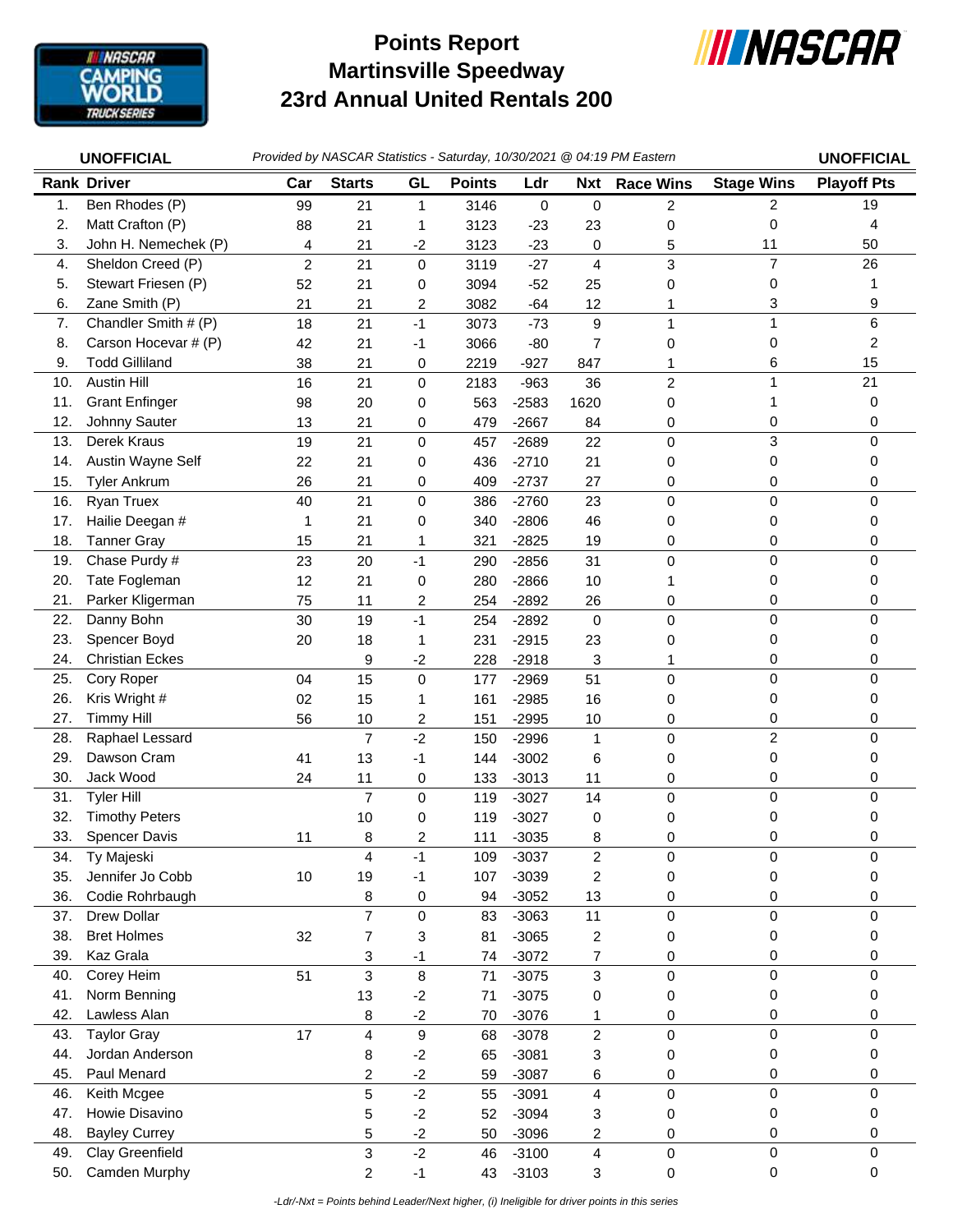# Points Report
# Martinsville Speedway
# 23rd Annual United Rentals 200

**UNOFFICIAL** *Provided by NASCAR Statistics - Saturday, 10/30/2021 @ 04:19 PM Eastern* **UNOFFICIAL**

| Rank | Driver | Car | Starts | GL | Points | Ldr | Nxt | Race Wins | Stage Wins | Playoff Pts |
|---|---|---|---|---|---|---|---|---|---|---|
| 1. | Ben Rhodes (P) | 99 | 21 | 1 | 3146 | 0 | 0 | 2 | 2 | 19 |
| 2. | Matt Crafton (P) | 88 | 21 | 1 | 3123 | -23 | 23 | 0 | 0 | 4 |
| 3. | John H. Nemechek (P) | 4 | 21 | -2 | 3123 | -23 | 0 | 5 | 11 | 50 |
| 4. | Sheldon Creed (P) | 2 | 21 | 0 | 3119 | -27 | 4 | 3 | 7 | 26 |
| 5. | Stewart Friesen (P) | 52 | 21 | 0 | 3094 | -52 | 25 | 0 | 0 | 1 |
| 6. | Zane Smith (P) | 21 | 21 | 2 | 3082 | -64 | 12 | 1 | 3 | 9 |
| 7. | Chandler Smith # (P) | 18 | 21 | -1 | 3073 | -73 | 9 | 1 | 1 | 6 |
| 8. | Carson Hocevar # (P) | 42 | 21 | -1 | 3066 | -80 | 7 | 0 | 0 | 2 |
| 9. | Todd Gilliland | 38 | 21 | 0 | 2219 | -927 | 847 | 1 | 6 | 15 |
| 10. | Austin Hill | 16 | 21 | 0 | 2183 | -963 | 36 | 2 | 1 | 21 |
| 11. | Grant Enfinger | 98 | 20 | 0 | 563 | -2583 | 1620 | 0 | 1 | 0 |
| 12. | Johnny Sauter | 13 | 21 | 0 | 479 | -2667 | 84 | 0 | 0 | 0 |
| 13. | Derek Kraus | 19 | 21 | 0 | 457 | -2689 | 22 | 0 | 3 | 0 |
| 14. | Austin Wayne Self | 22 | 21 | 0 | 436 | -2710 | 21 | 0 | 0 | 0 |
| 15. | Tyler Ankrum | 26 | 21 | 0 | 409 | -2737 | 27 | 0 | 0 | 0 |
| 16. | Ryan Truex | 40 | 21 | 0 | 386 | -2760 | 23 | 0 | 0 | 0 |
| 17. | Hailie Deegan # | 1 | 21 | 0 | 340 | -2806 | 46 | 0 | 0 | 0 |
| 18. | Tanner Gray | 15 | 21 | 1 | 321 | -2825 | 19 | 0 | 0 | 0 |
| 19. | Chase Purdy # | 23 | 20 | -1 | 290 | -2856 | 31 | 0 | 0 | 0 |
| 20. | Tate Fogleman | 12 | 21 | 0 | 280 | -2866 | 10 | 1 | 0 | 0 |
| 21. | Parker Kligerman | 75 | 11 | 2 | 254 | -2892 | 26 | 0 | 0 | 0 |
| 22. | Danny Bohn | 30 | 19 | -1 | 254 | -2892 | 0 | 0 | 0 | 0 |
| 23. | Spencer Boyd | 20 | 18 | 1 | 231 | -2915 | 23 | 0 | 0 | 0 |
| 24. | Christian Eckes | | 9 | -2 | 228 | -2918 | 3 | 1 | 0 | 0 |
| 25. | Cory Roper | 04 | 15 | 0 | 177 | -2969 | 51 | 0 | 0 | 0 |
| 26. | Kris Wright # | 02 | 15 | 1 | 161 | -2985 | 16 | 0 | 0 | 0 |
| 27. | Timmy Hill | 56 | 10 | 2 | 151 | -2995 | 10 | 0 | 0 | 0 |
| 28. | Raphael Lessard | | 7 | -2 | 150 | -2996 | 1 | 0 | 2 | 0 |
| 29. | Dawson Cram | 41 | 13 | -1 | 144 | -3002 | 6 | 0 | 0 | 0 |
| 30. | Jack Wood | 24 | 11 | 0 | 133 | -3013 | 11 | 0 | 0 | 0 |
| 31. | Tyler Hill | | 7 | 0 | 119 | -3027 | 14 | 0 | 0 | 0 |
| 32. | Timothy Peters | | 10 | 0 | 119 | -3027 | 0 | 0 | 0 | 0 |
| 33. | Spencer Davis | 11 | 8 | 2 | 111 | -3035 | 8 | 0 | 0 | 0 |
| 34. | Ty Majeski | | 4 | -1 | 109 | -3037 | 2 | 0 | 0 | 0 |
| 35. | Jennifer Jo Cobb | 10 | 19 | -1 | 107 | -3039 | 2 | 0 | 0 | 0 |
| 36. | Codie Rohrbaugh | | 8 | 0 | 94 | -3052 | 13 | 0 | 0 | 0 |
| 37. | Drew Dollar | | 7 | 0 | 83 | -3063 | 11 | 0 | 0 | 0 |
| 38. | Bret Holmes | 32 | 7 | 3 | 81 | -3065 | 2 | 0 | 0 | 0 |
| 39. | Kaz Grala | | 3 | -1 | 74 | -3072 | 7 | 0 | 0 | 0 |
| 40. | Corey Heim | 51 | 3 | 8 | 71 | -3075 | 3 | 0 | 0 | 0 |
| 41. | Norm Benning | | 13 | -2 | 71 | -3075 | 0 | 0 | 0 | 0 |
| 42. | Lawless Alan | | 8 | -2 | 70 | -3076 | 1 | 0 | 0 | 0 |
| 43. | Taylor Gray | 17 | 4 | 9 | 68 | -3078 | 2 | 0 | 0 | 0 |
| 44. | Jordan Anderson | | 8 | -2 | 65 | -3081 | 3 | 0 | 0 | 0 |
| 45. | Paul Menard | | 2 | -2 | 59 | -3087 | 6 | 0 | 0 | 0 |
| 46. | Keith Mcgee | | 5 | -2 | 55 | -3091 | 4 | 0 | 0 | 0 |
| 47. | Howie Disavino | | 5 | -2 | 52 | -3094 | 3 | 0 | 0 | 0 |
| 48. | Bayley Currey | | 5 | -2 | 50 | -3096 | 2 | 0 | 0 | 0 |
| 49. | Clay Greenfield | | 3 | -2 | 46 | -3100 | 4 | 0 | 0 | 0 |
| 50. | Camden Murphy | | 2 | -1 | 43 | -3103 | 3 | 0 | 0 | 0 |

*-Ldr/-Nxt = Points behind Leader/Next higher, (i) Ineligible for driver points in this series*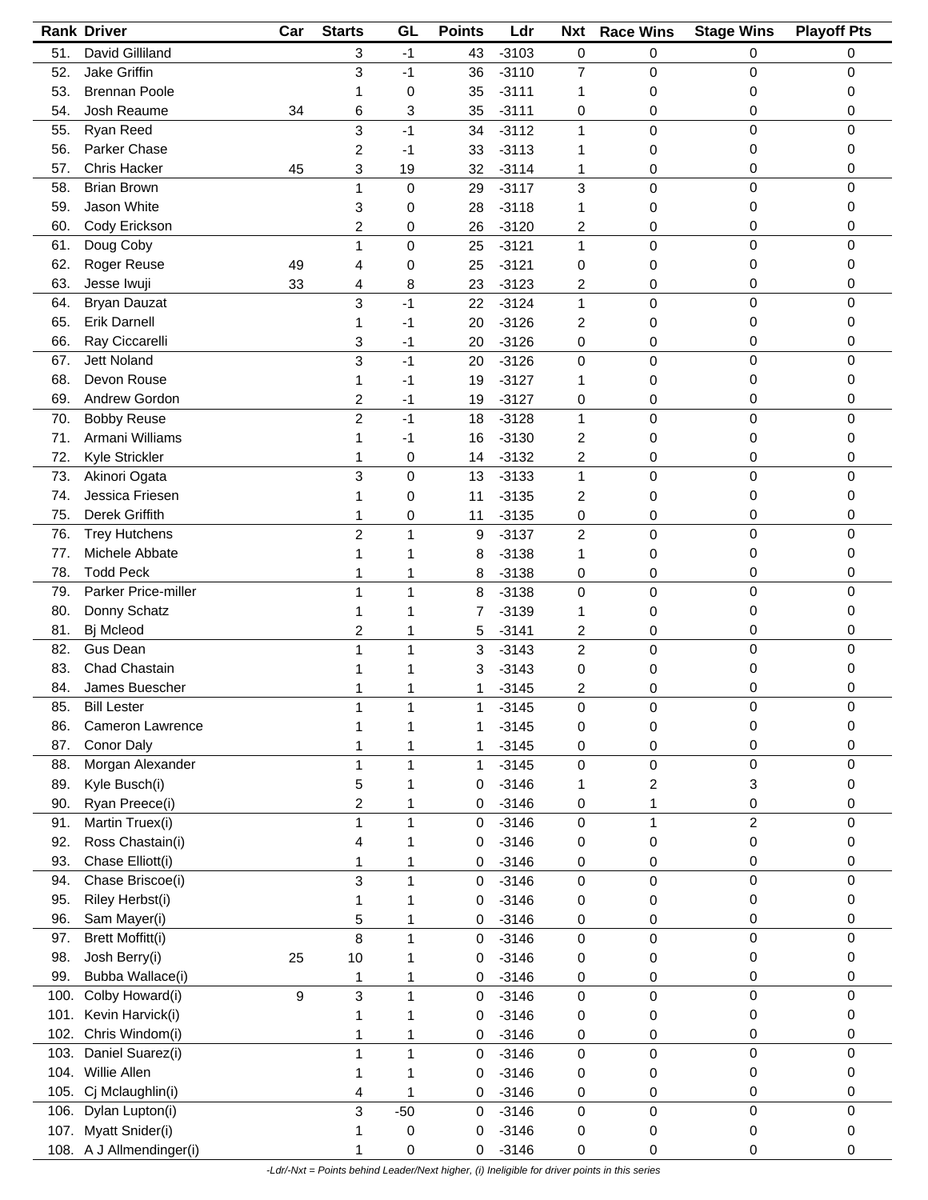| Rank | Driver | Car | Starts | GL | Points | Ldr | Nxt | Race Wins | Stage Wins | Playoff Pts |
|---|---|---|---|---|---|---|---|---|---|---|
| 51. | David Gilliland | | 3 | -1 | 43 | -3103 | 0 | 0 | 0 | 0 |
| 52. | Jake Griffin | | 3 | -1 | 36 | -3110 | 7 | 0 | 0 | 0 |
| 53. | Brennan Poole | | 1 | 0 | 35 | -3111 | 1 | 0 | 0 | 0 |
| 54. | Josh Reaume | 34 | 6 | 3 | 35 | -3111 | 0 | 0 | 0 | 0 |
| 55. | Ryan Reed | | 3 | -1 | 34 | -3112 | 1 | 0 | 0 | 0 |
| 56. | Parker Chase | | 2 | -1 | 33 | -3113 | 1 | 0 | 0 | 0 |
| 57. | Chris Hacker | 45 | 3 | 19 | 32 | -3114 | 1 | 0 | 0 | 0 |
| 58. | Brian Brown | | 1 | 0 | 29 | -3117 | 3 | 0 | 0 | 0 |
| 59. | Jason White | | 3 | 0 | 28 | -3118 | 1 | 0 | 0 | 0 |
| 60. | Cody Erickson | | 2 | 0 | 26 | -3120 | 2 | 0 | 0 | 0 |
| 61. | Doug Coby | | 1 | 0 | 25 | -3121 | 1 | 0 | 0 | 0 |
| 62. | Roger Reuse | 49 | 4 | 0 | 25 | -3121 | 0 | 0 | 0 | 0 |
| 63. | Jesse Iwuji | 33 | 4 | 8 | 23 | -3123 | 2 | 0 | 0 | 0 |
| 64. | Bryan Dauzat | | 3 | -1 | 22 | -3124 | 1 | 0 | 0 | 0 |
| 65. | Erik Darnell | | 1 | -1 | 20 | -3126 | 2 | 0 | 0 | 0 |
| 66. | Ray Ciccarelli | | 3 | -1 | 20 | -3126 | 0 | 0 | 0 | 0 |
| 67. | Jett Noland | | 3 | -1 | 20 | -3126 | 0 | 0 | 0 | 0 |
| 68. | Devon Rouse | | 1 | -1 | 19 | -3127 | 1 | 0 | 0 | 0 |
| 69. | Andrew Gordon | | 2 | -1 | 19 | -3127 | 0 | 0 | 0 | 0 |
| 70. | Bobby Reuse | | 2 | -1 | 18 | -3128 | 1 | 0 | 0 | 0 |
| 71. | Armani Williams | | 1 | -1 | 16 | -3130 | 2 | 0 | 0 | 0 |
| 72. | Kyle Strickler | | 1 | 0 | 14 | -3132 | 2 | 0 | 0 | 0 |
| 73. | Akinori Ogata | | 3 | 0 | 13 | -3133 | 1 | 0 | 0 | 0 |
| 74. | Jessica Friesen | | 1 | 0 | 11 | -3135 | 2 | 0 | 0 | 0 |
| 75. | Derek Griffith | | 1 | 0 | 11 | -3135 | 0 | 0 | 0 | 0 |
| 76. | Trey Hutchens | | 2 | 1 | 9 | -3137 | 2 | 0 | 0 | 0 |
| 77. | Michele Abbate | | 1 | 1 | 8 | -3138 | 1 | 0 | 0 | 0 |
| 78. | Todd Peck | | 1 | 1 | 8 | -3138 | 0 | 0 | 0 | 0 |
| 79. | Parker Price-miller | | 1 | 1 | 8 | -3138 | 0 | 0 | 0 | 0 |
| 80. | Donny Schatz | | 1 | 1 | 7 | -3139 | 1 | 0 | 0 | 0 |
| 81. | Bj Mcleod | | 2 | 1 | 5 | -3141 | 2 | 0 | 0 | 0 |
| 82. | Gus Dean | | 1 | 1 | 3 | -3143 | 2 | 0 | 0 | 0 |
| 83. | Chad Chastain | | 1 | 1 | 3 | -3143 | 0 | 0 | 0 | 0 |
| 84. | James Buescher | | 1 | 1 | 1 | -3145 | 2 | 0 | 0 | 0 |
| 85. | Bill Lester | | 1 | 1 | 1 | -3145 | 0 | 0 | 0 | 0 |
| 86. | Cameron Lawrence | | 1 | 1 | 1 | -3145 | 0 | 0 | 0 | 0 |
| 87. | Conor Daly | | 1 | 1 | 1 | -3145 | 0 | 0 | 0 | 0 |
| 88. | Morgan Alexander | | 1 | 1 | 1 | -3145 | 0 | 0 | 0 | 0 |
| 89. | Kyle Busch(i) | | 5 | 1 | 0 | -3146 | 1 | 2 | 3 | 0 |
| 90. | Ryan Preece(i) | | 2 | 1 | 0 | -3146 | 0 | 1 | 0 | 0 |
| 91. | Martin Truex(i) | | 1 | 1 | 0 | -3146 | 0 | 1 | 2 | 0 |
| 92. | Ross Chastain(i) | | 4 | 1 | 0 | -3146 | 0 | 0 | 0 | 0 |
| 93. | Chase Elliott(i) | | 1 | 1 | 0 | -3146 | 0 | 0 | 0 | 0 |
| 94. | Chase Briscoe(i) | | 3 | 1 | 0 | -3146 | 0 | 0 | 0 | 0 |
| 95. | Riley Herbst(i) | | 1 | 1 | 0 | -3146 | 0 | 0 | 0 | 0 |
| 96. | Sam Mayer(i) | | 5 | 1 | 0 | -3146 | 0 | 0 | 0 | 0 |
| 97. | Brett Moffitt(i) | | 8 | 1 | 0 | -3146 | 0 | 0 | 0 | 0 |
| 98. | Josh Berry(i) | 25 | 10 | 1 | 0 | -3146 | 0 | 0 | 0 | 0 |
| 99. | Bubba Wallace(i) | | 1 | 1 | 0 | -3146 | 0 | 0 | 0 | 0 |
| 100. | Colby Howard(i) | 9 | 3 | 1 | 0 | -3146 | 0 | 0 | 0 | 0 |
| 101. | Kevin Harvick(i) | | 1 | 1 | 0 | -3146 | 0 | 0 | 0 | 0 |
| 102. | Chris Windom(i) | | 1 | 1 | 0 | -3146 | 0 | 0 | 0 | 0 |
| 103. | Daniel Suarez(i) | | 1 | 1 | 0 | -3146 | 0 | 0 | 0 | 0 |
| 104. | Willie Allen | | 1 | 1 | 0 | -3146 | 0 | 0 | 0 | 0 |
| 105. | Cj Mclaughlin(i) | | 4 | 1 | 0 | -3146 | 0 | 0 | 0 | 0 |
| 106. | Dylan Lupton(i) | | 3 | -50 | 0 | -3146 | 0 | 0 | 0 | 0 |
| 107. | Myatt Snider(i) | | 1 | 0 | 0 | -3146 | 0 | 0 | 0 | 0 |
| 108. | A J Allmendinger(i) | | 1 | 0 | 0 | -3146 | 0 | 0 | 0 | 0 |

*-Ldr/-Nxt = Points behind Leader/Next higher, (i) Ineligible for driver points in this series*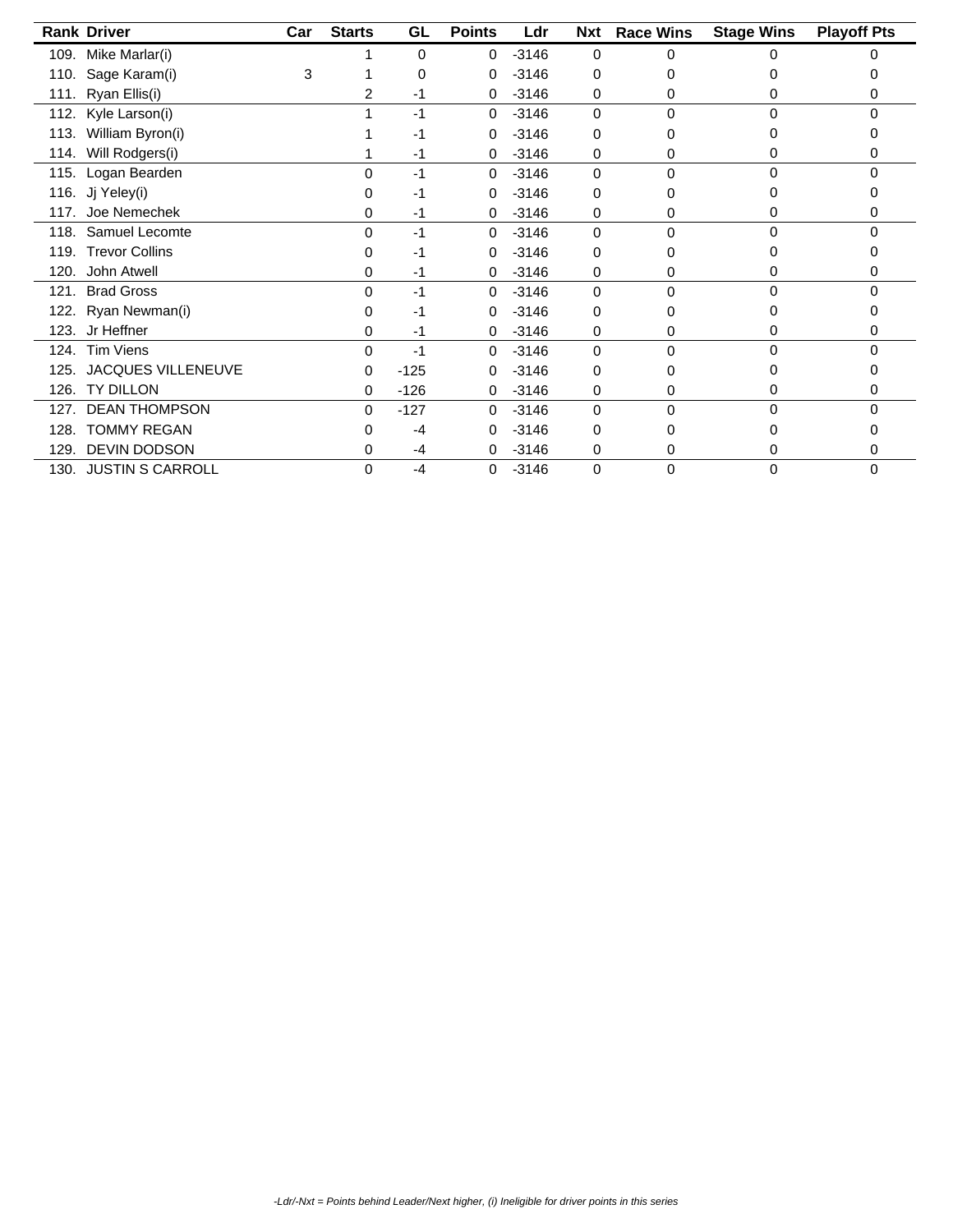| Rank | Driver | Car | Starts | GL | Points | Ldr | Nxt | Race Wins | Stage Wins | Playoff Pts |
|---|---|---|---|---|---|---|---|---|---|---|
| 109. | Mike Marlar(i) | | 1 | 0 | 0 | -3146 | 0 | 0 | 0 | 0 |
| 110. | Sage Karam(i) | 3 | 1 | 0 | 0 | -3146 | 0 | 0 | 0 | 0 |
| 111. | Ryan Ellis(i) | | 2 | -1 | 0 | -3146 | 0 | 0 | 0 | 0 |
| 112. | Kyle Larson(i) | | 1 | -1 | 0 | -3146 | 0 | 0 | 0 | 0 |
| 113. | William Byron(i) | | 1 | -1 | 0 | -3146 | 0 | 0 | 0 | 0 |
| 114. | Will Rodgers(i) | | 1 | -1 | 0 | -3146 | 0 | 0 | 0 | 0 |
| 115. | Logan Bearden | | 0 | -1 | 0 | -3146 | 0 | 0 | 0 | 0 |
| 116. | Jj Yeley(i) | | 0 | -1 | 0 | -3146 | 0 | 0 | 0 | 0 |
| 117. | Joe Nemechek | | 0 | -1 | 0 | -3146 | 0 | 0 | 0 | 0 |
| 118. | Samuel Lecomte | | 0 | -1 | 0 | -3146 | 0 | 0 | 0 | 0 |
| 119. | Trevor Collins | | 0 | -1 | 0 | -3146 | 0 | 0 | 0 | 0 |
| 120. | John Atwell | | 0 | -1 | 0 | -3146 | 0 | 0 | 0 | 0 |
| 121. | Brad Gross | | 0 | -1 | 0 | -3146 | 0 | 0 | 0 | 0 |
| 122. | Ryan Newman(i) | | 0 | -1 | 0 | -3146 | 0 | 0 | 0 | 0 |
| 123. | Jr Heffner | | 0 | -1 | 0 | -3146 | 0 | 0 | 0 | 0 |
| 124. | Tim Viens | | 0 | -1 | 0 | -3146 | 0 | 0 | 0 | 0 |
| 125. | JACQUES VILLENEUVE | | 0 | -125 | 0 | -3146 | 0 | 0 | 0 | 0 |
| 126. | TY DILLON | | 0 | -126 | 0 | -3146 | 0 | 0 | 0 | 0 |
| 127. | DEAN THOMPSON | | 0 | -127 | 0 | -3146 | 0 | 0 | 0 | 0 |
| 128. | TOMMY REGAN | | 0 | -4 | 0 | -3146 | 0 | 0 | 0 | 0 |
| 129. | DEVIN DODSON | | 0 | -4 | 0 | -3146 | 0 | 0 | 0 | 0 |
| 130. | JUSTIN S CARROLL | | 0 | -4 | 0 | -3146 | 0 | 0 | 0 | 0 |

*-Ldr/-Nxt = Points behind Leader/Next higher, (i) Ineligible for driver points in this series*